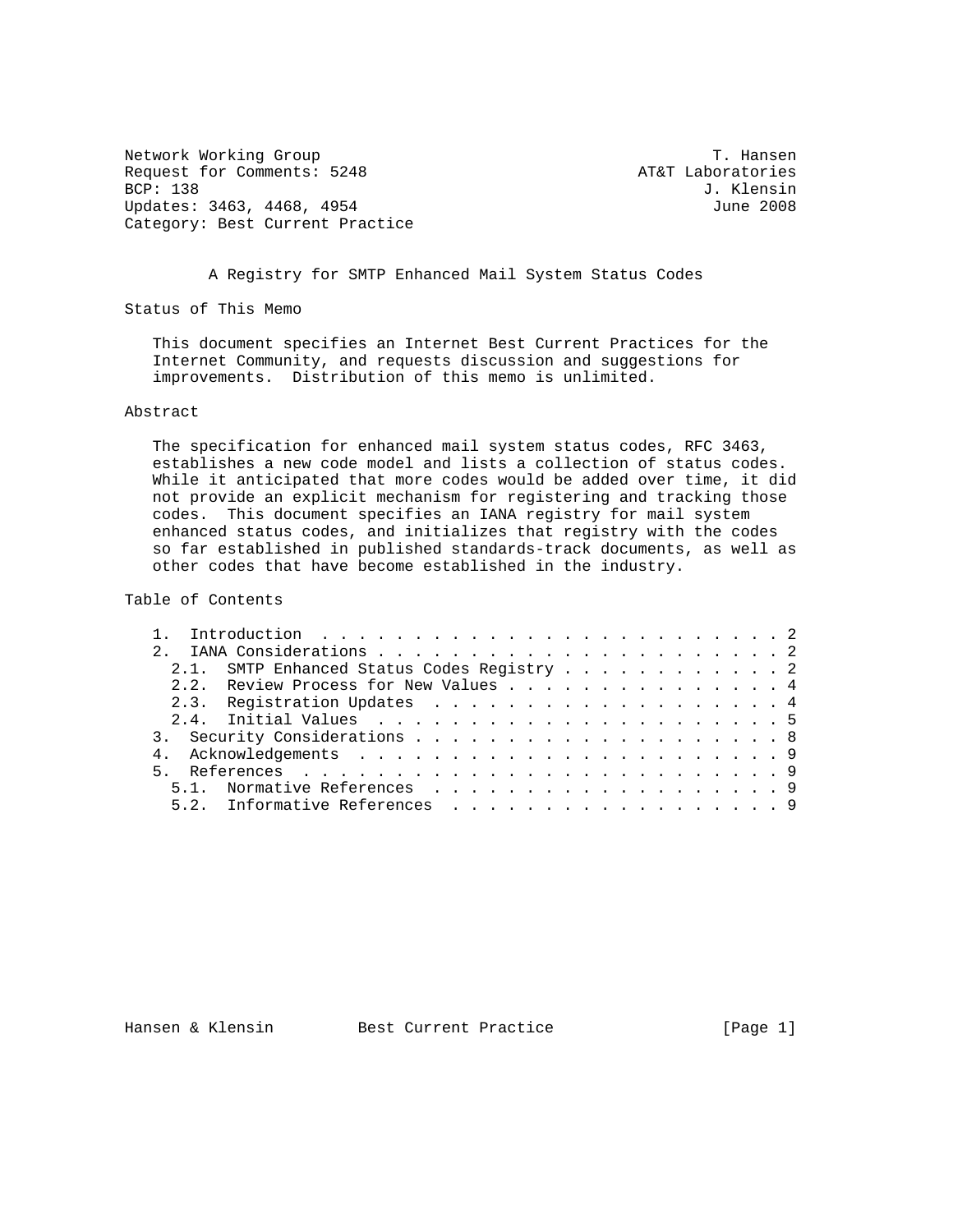Network Working Group T. Hansen
Request for Comments: 5248 AT&T Laboratories
BCP: 138 J. Klensin
Updates: 3463, 4468, 4954 June 2008
Category: Best Current Practice

# A Registry for SMTP Enhanced Mail System Status Codes

## Status of This Memo

This document specifies an Internet Best Current Practices for the Internet Community, and requests discussion and suggestions for improvements. Distribution of this memo is unlimited.

## Abstract

The specification for enhanced mail system status codes, RFC 3463, establishes a new code model and lists a collection of status codes. While it anticipated that more codes would be added over time, it did not provide an explicit mechanism for registering and tracking those codes. This document specifies an IANA registry for mail system enhanced status codes, and initializes that registry with the codes so far established in published standards-track documents, as well as other codes that have become established in the industry.

## Table of Contents

```
   1.  Introduction . . . . . . . . . . . . . . . . . . . . . . . . . 2
   2.  IANA Considerations . . . . . . . . . . . . . . . . . . . . . . 2
     2.1.  SMTP Enhanced Status Codes Registry . . . . . . . . . . . . 2
     2.2.  Review Process for New Values . . . . . . . . . . . . . . . 4
     2.3.  Registration Updates  . . . . . . . . . . . . . . . . . . . 4
     2.4.  Initial Values  . . . . . . . . . . . . . . . . . . . . . . 5
   3.  Security Considerations . . . . . . . . . . . . . . . . . . . . 8
   4.  Acknowledgements  . . . . . . . . . . . . . . . . . . . . . . . 9
   5.  References  . . . . . . . . . . . . . . . . . . . . . . . . . . 9
     5.1.  Normative References  . . . . . . . . . . . . . . . . . . . 9
     5.2.  Informative References  . . . . . . . . . . . . . . . . . . 9
```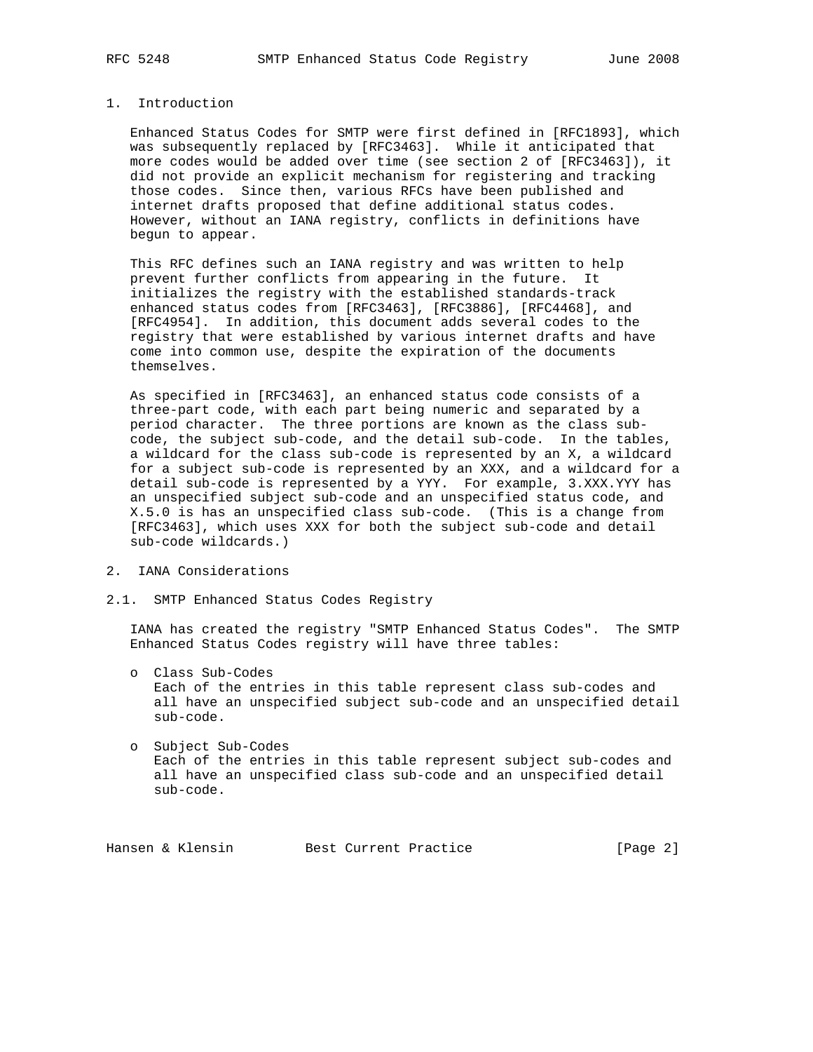## 1. Introduction

Enhanced Status Codes for SMTP were first defined in [RFC1893], which was subsequently replaced by [RFC3463]. While it anticipated that more codes would be added over time (see section 2 of [RFC3463]), it did not provide an explicit mechanism for registering and tracking those codes. Since then, various RFCs have been published and internet drafts proposed that define additional status codes. However, without an IANA registry, conflicts in definitions have begun to appear.

This RFC defines such an IANA registry and was written to help prevent further conflicts from appearing in the future. It initializes the registry with the established standards-track enhanced status codes from [RFC3463], [RFC3886], [RFC4468], and [RFC4954]. In addition, this document adds several codes to the registry that were established by various internet drafts and have come into common use, despite the expiration of the documents themselves.

As specified in [RFC3463], an enhanced status code consists of a three-part code, with each part being numeric and separated by a period character. The three portions are known as the class sub-code, the subject sub-code, and the detail sub-code. In the tables, a wildcard for the class sub-code is represented by an X, a wildcard for a subject sub-code is represented by an XXX, and a wildcard for a detail sub-code is represented by a YYY. For example, 3.XXX.YYY has an unspecified subject sub-code and an unspecified status code, and X.5.0 is has an unspecified class sub-code. (This is a change from [RFC3463], which uses XXX for both the subject sub-code and detail sub-code wildcards.)

## 2. IANA Considerations

### 2.1. SMTP Enhanced Status Codes Registry

IANA has created the registry "SMTP Enhanced Status Codes". The SMTP Enhanced Status Codes registry will have three tables:

- Class Sub-Codes
  Each of the entries in this table represent class sub-codes and all have an unspecified subject sub-code and an unspecified detail sub-code.

- Subject Sub-Codes
  Each of the entries in this table represent subject sub-codes and all have an unspecified class sub-code and an unspecified detail sub-code.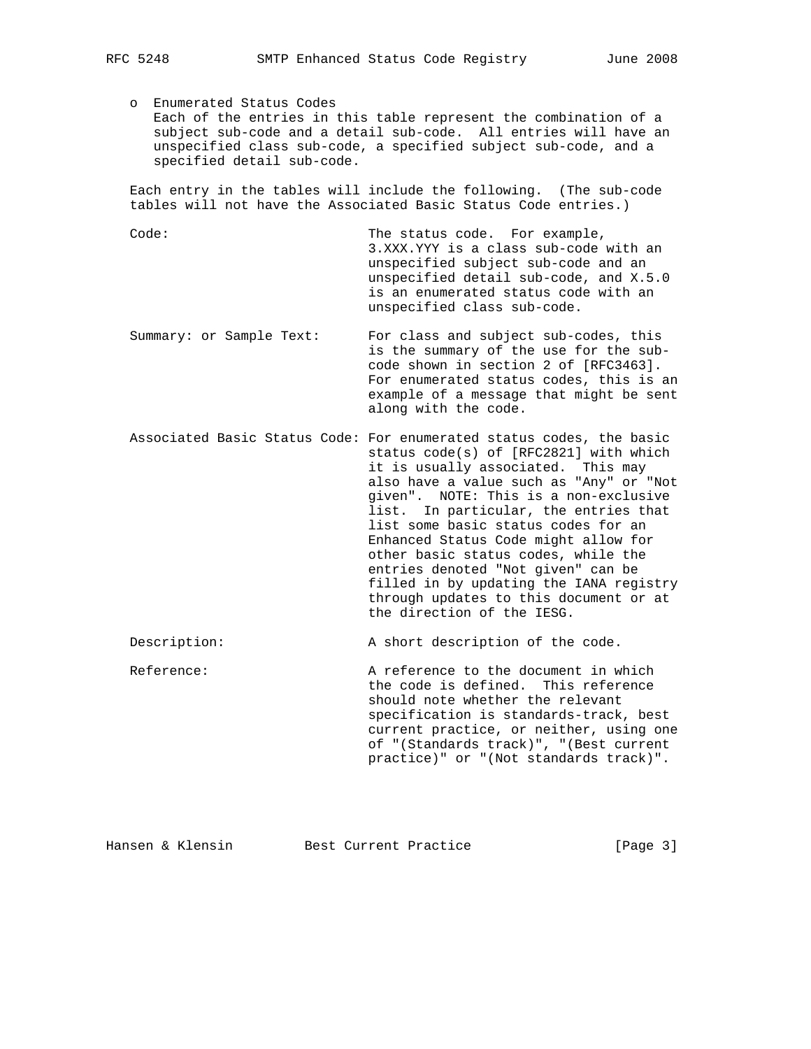- Enumerated Status Codes
  Each of the entries in this table represent the combination of a subject sub-code and a detail sub-code. All entries will have an unspecified class sub-code, a specified subject sub-code, and a specified detail sub-code.

Each entry in the tables will include the following. (The sub-code tables will not have the Associated Basic Status Code entries.)

Code: The status code. For example, 3.XXX.YYY is a class sub-code with an unspecified subject sub-code and an unspecified detail sub-code, and X.5.0 is an enumerated status code with an unspecified class sub-code.

Summary: or Sample Text: For class and subject sub-codes, this is the summary of the use for the sub-code shown in section 2 of [RFC3463]. For enumerated status codes, this is an example of a message that might be sent along with the code.

Associated Basic Status Code: For enumerated status codes, the basic status code(s) of [RFC2821] with which it is usually associated. This may also have a value such as "Any" or "Not given". NOTE: This is a non-exclusive list. In particular, the entries that list some basic status codes for an Enhanced Status Code might allow for other basic status codes, while the entries denoted "Not given" can be filled in by updating the IANA registry through updates to this document or at the direction of the IESG.

Description: A short description of the code.

Reference: A reference to the document in which the code is defined. This reference should note whether the relevant specification is standards-track, best current practice, or neither, using one of "(Standards track)", "(Best current practice)" or "(Not standards track)".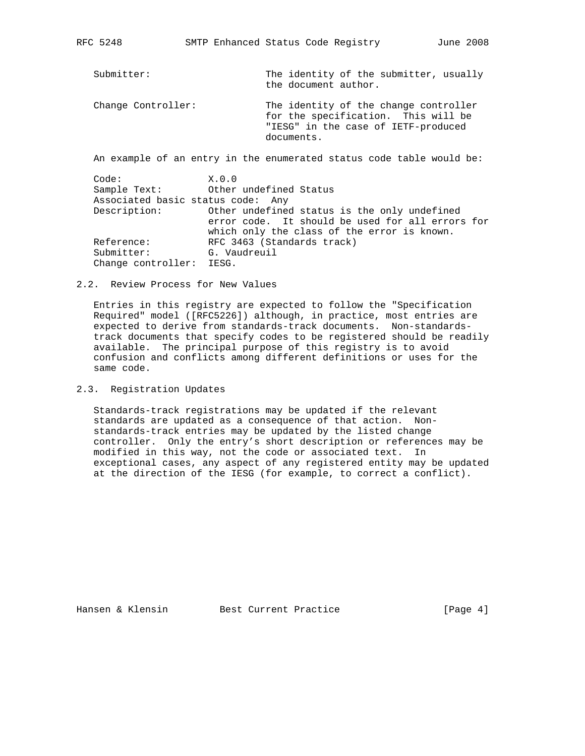Submitter: The identity of the submitter, usually the document author.

Change Controller: The identity of the change controller for the specification. This will be "IESG" in the case of IETF-produced documents.

An example of an entry in the enumerated status code table would be:

```
Code:               X.0.0
Sample Text:        Other undefined Status
Associated basic status code:  Any
Description:        Other undefined status is the only undefined
                    error code.  It should be used for all errors for
                    which only the class of the error is known.
Reference:          RFC 3463 (Standards track)
Submitter:          G. Vaudreuil
Change controller:  IESG.
```

### 2.2. Review Process for New Values

Entries in this registry are expected to follow the "Specification Required" model ([RFC5226]) although, in practice, most entries are expected to derive from standards-track documents. Non-standards-track documents that specify codes to be registered should be readily available. The principal purpose of this registry is to avoid confusion and conflicts among different definitions or uses for the same code.

### 2.3. Registration Updates

Standards-track registrations may be updated if the relevant standards are updated as a consequence of that action. Non-standards-track entries may be updated by the listed change controller. Only the entry's short description or references may be modified in this way, not the code or associated text. In exceptional cases, any aspect of any registered entity may be updated at the direction of the IESG (for example, to correct a conflict).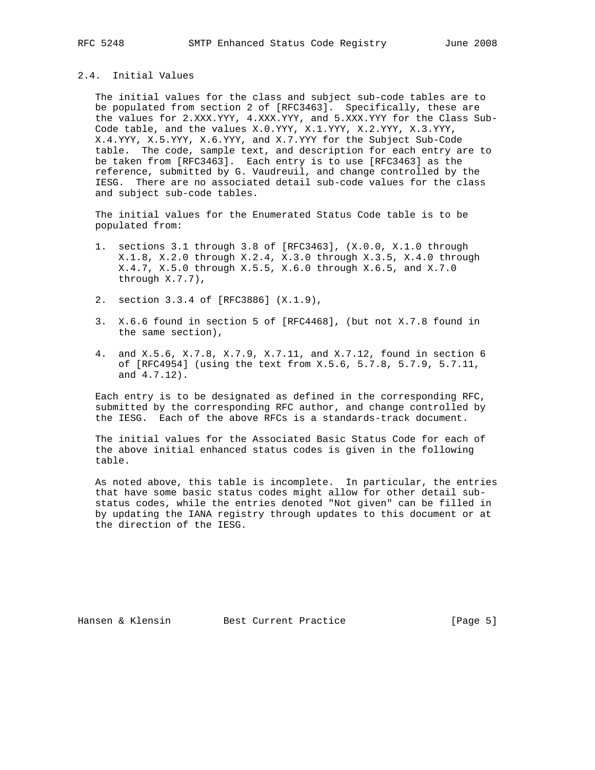## 2.4. Initial Values

The initial values for the class and subject sub-code tables are to be populated from section 2 of [RFC3463]. Specifically, these are the values for 2.XXX.YYY, 4.XXX.YYY, and 5.XXX.YYY for the Class Sub-Code table, and the values X.0.YYY, X.1.YYY, X.2.YYY, X.3.YYY, X.4.YYY, X.5.YYY, X.6.YYY, and X.7.YYY for the Subject Sub-Code table. The code, sample text, and description for each entry are to be taken from [RFC3463]. Each entry is to use [RFC3463] as the reference, submitted by G. Vaudreuil, and change controlled by the IESG. There are no associated detail sub-code values for the class and subject sub-code tables.

The initial values for the Enumerated Status Code table is to be populated from:

1. sections 3.1 through 3.8 of [RFC3463], (X.0.0, X.1.0 through X.1.8, X.2.0 through X.2.4, X.3.0 through X.3.5, X.4.0 through X.4.7, X.5.0 through X.5.5, X.6.0 through X.6.5, and X.7.0 through X.7.7),

2. section 3.3.4 of [RFC3886] (X.1.9),

3. X.6.6 found in section 5 of [RFC4468], (but not X.7.8 found in the same section),

4. and X.5.6, X.7.8, X.7.9, X.7.11, and X.7.12, found in section 6 of [RFC4954] (using the text from X.5.6, 5.7.8, 5.7.9, 5.7.11, and 4.7.12).

Each entry is to be designated as defined in the corresponding RFC, submitted by the corresponding RFC author, and change controlled by the IESG. Each of the above RFCs is a standards-track document.

The initial values for the Associated Basic Status Code for each of the above initial enhanced status codes is given in the following table.

As noted above, this table is incomplete. In particular, the entries that have some basic status codes might allow for other detail sub-status codes, while the entries denoted "Not given" can be filled in by updating the IANA registry through updates to this document or at the direction of the IESG.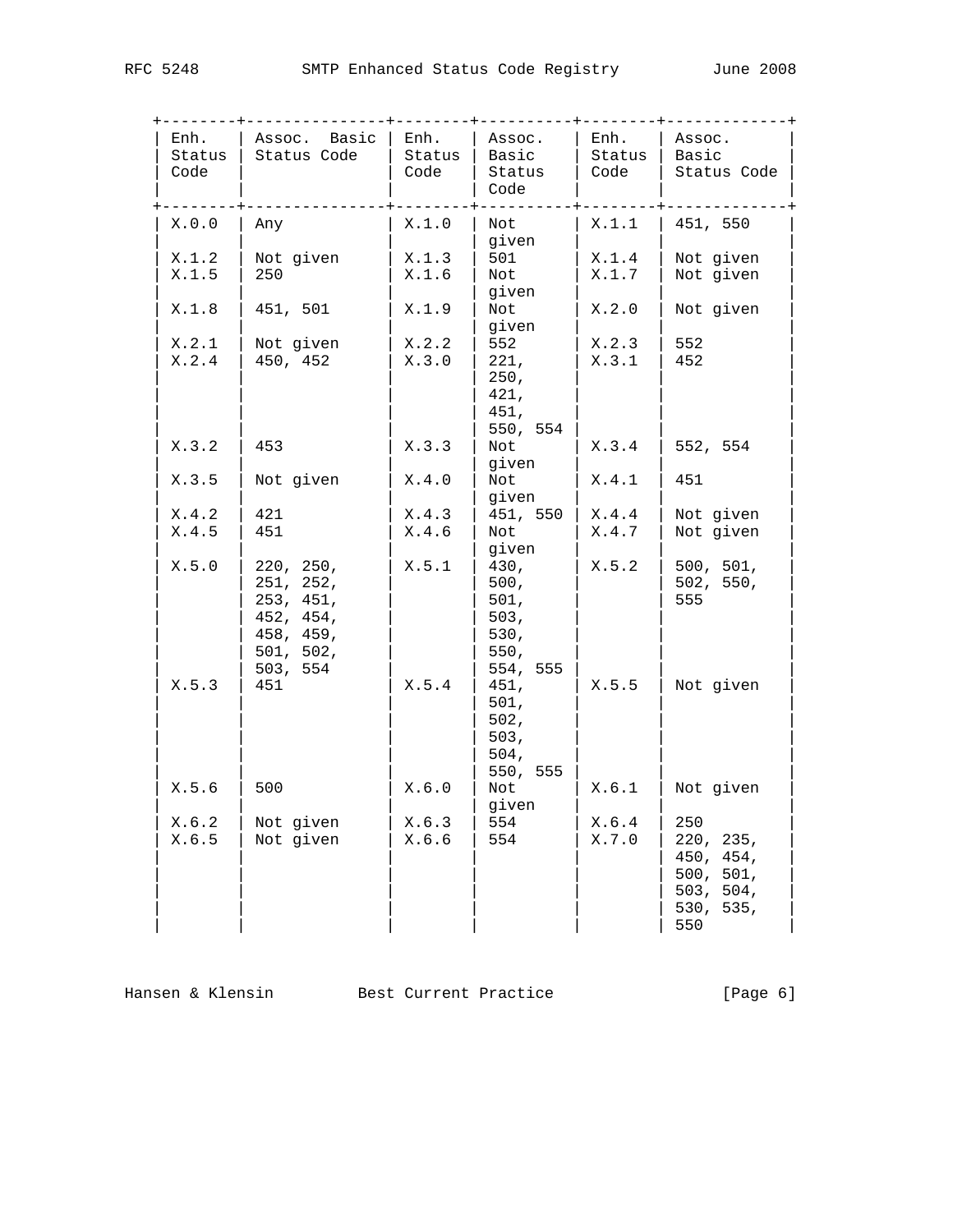| Enh. Status Code | Assoc. Basic Status Code | Enh. Status Code | Assoc. Basic Status Code | Enh. Status Code | Assoc. Basic Status Code |
|---|---|---|---|---|---|
| X.0.0 | Any | X.1.0 | Not given | X.1.1 | 451, 550 |
| X.1.2 | Not given | X.1.3 | 501 | X.1.4 | Not given |
| X.1.5 | 250 | X.1.6 | Not given | X.1.7 | Not given |
| X.1.8 | 451, 501 | X.1.9 | Not given | X.2.0 | Not given |
| X.2.1 | Not given | X.2.2 | 552 | X.2.3 | 552 |
| X.2.4 | 450, 452 | X.3.0 | 221, 250, 421, 451, 550, 554 | X.3.1 | 452 |
| X.3.2 | 453 | X.3.3 | Not given | X.3.4 | 552, 554 |
| X.3.5 | Not given | X.4.0 | Not given | X.4.1 | 451 |
| X.4.2 | 421 | X.4.3 | 451, 550 | X.4.4 | Not given |
| X.4.5 | 451 | X.4.6 | Not given | X.4.7 | Not given |
| X.5.0 | 220, 250, 251, 252, 253, 451, 452, 454, 458, 459, 501, 502, 503, 554 | X.5.1 | 430, 500, 501, 503, 530, 550, 554, 555 | X.5.2 | 500, 501, 502, 550, 555 |
| X.5.3 | 451 | X.5.4 | 451, 501, 502, 503, 504, 550, 555 | X.5.5 | Not given |
| X.5.6 | 500 | X.6.0 | Not given | X.6.1 | Not given |
| X.6.2 | Not given | X.6.3 | 554 | X.6.4 | 250 |
| X.6.5 | Not given | X.6.6 | 554 | X.7.0 | 220, 235, 450, 454, 500, 501, 503, 504, 530, 535, 550 |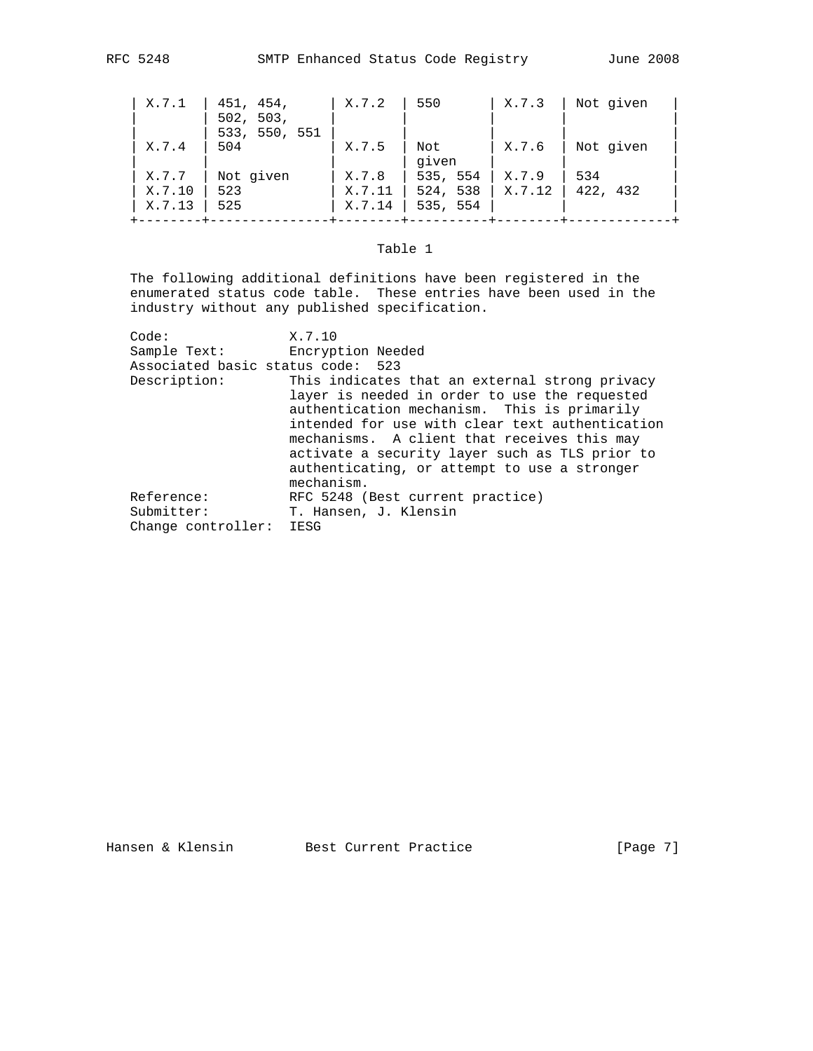| X.7.1 | 451, 454, 502, 503, 533, 550, 551 | X.7.2 | 550 | X.7.3 | Not given |
|---|---|---|---|---|---|
| X.7.4 | 504 | X.7.5 | Not given | X.7.6 | Not given |
| X.7.7 | Not given | X.7.8 | 535, 554 | X.7.9 | 534 |
| X.7.10 | 523 | X.7.11 | 524, 538 | X.7.12 | 422, 432 |
| X.7.13 | 525 | X.7.14 | 535, 554 | | |

Table 1

The following additional definitions have been registered in the enumerated status code table. These entries have been used in the industry without any published specification.

```
Code:               X.7.10
Sample Text:        Encryption Needed
Associated basic status code:  523
Description:        This indicates that an external strong privacy
                    layer is needed in order to use the requested
                    authentication mechanism.  This is primarily
                    intended for use with clear text authentication
                    mechanisms.  A client that receives this may
                    activate a security layer such as TLS prior to
                    authenticating, or attempt to use a stronger
                    mechanism.
Reference:          RFC 5248 (Best current practice)
Submitter:          T. Hansen, J. Klensin
Change controller:  IESG
```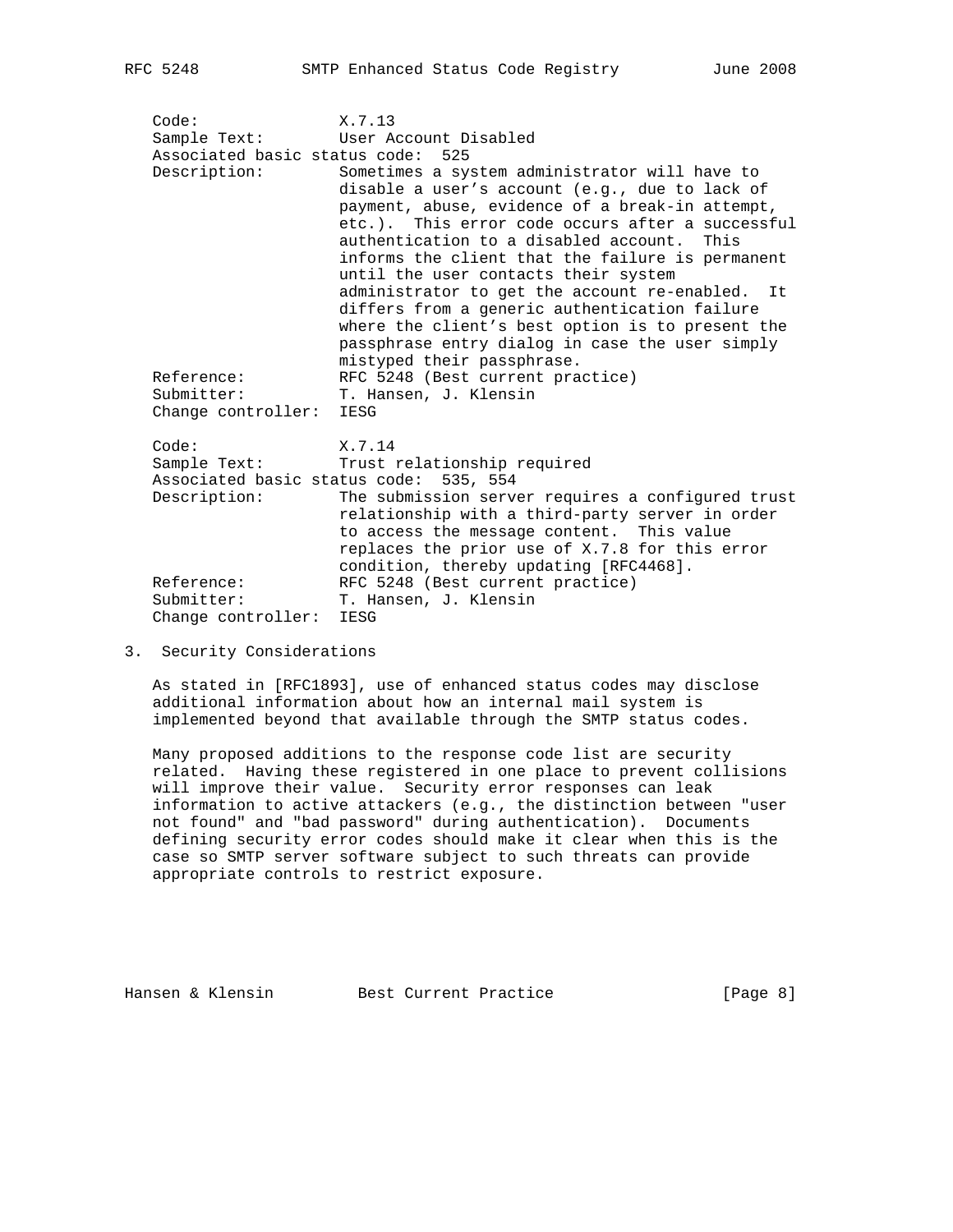Code: X.7.13
Sample Text: User Account Disabled
Associated basic status code: 525
Description: Sometimes a system administrator will have to disable a user's account (e.g., due to lack of payment, abuse, evidence of a break-in attempt, etc.). This error code occurs after a successful authentication to a disabled account. This informs the client that the failure is permanent until the user contacts their system administrator to get the account re-enabled. It differs from a generic authentication failure where the client's best option is to present the passphrase entry dialog in case the user simply mistyped their passphrase.
Reference: RFC 5248 (Best current practice)
Submitter: T. Hansen, J. Klensin
Change controller: IESG

Code: X.7.14
Sample Text: Trust relationship required
Associated basic status code: 535, 554
Description: The submission server requires a configured trust relationship with a third-party server in order to access the message content. This value replaces the prior use of X.7.8 for this error condition, thereby updating [RFC4468].
Reference: RFC 5248 (Best current practice)
Submitter: T. Hansen, J. Klensin
Change controller: IESG

## 3. Security Considerations

As stated in [RFC1893], use of enhanced status codes may disclose additional information about how an internal mail system is implemented beyond that available through the SMTP status codes.

Many proposed additions to the response code list are security related. Having these registered in one place to prevent collisions will improve their value. Security error responses can leak information to active attackers (e.g., the distinction between "user not found" and "bad password" during authentication). Documents defining security error codes should make it clear when this is the case so SMTP server software subject to such threats can provide appropriate controls to restrict exposure.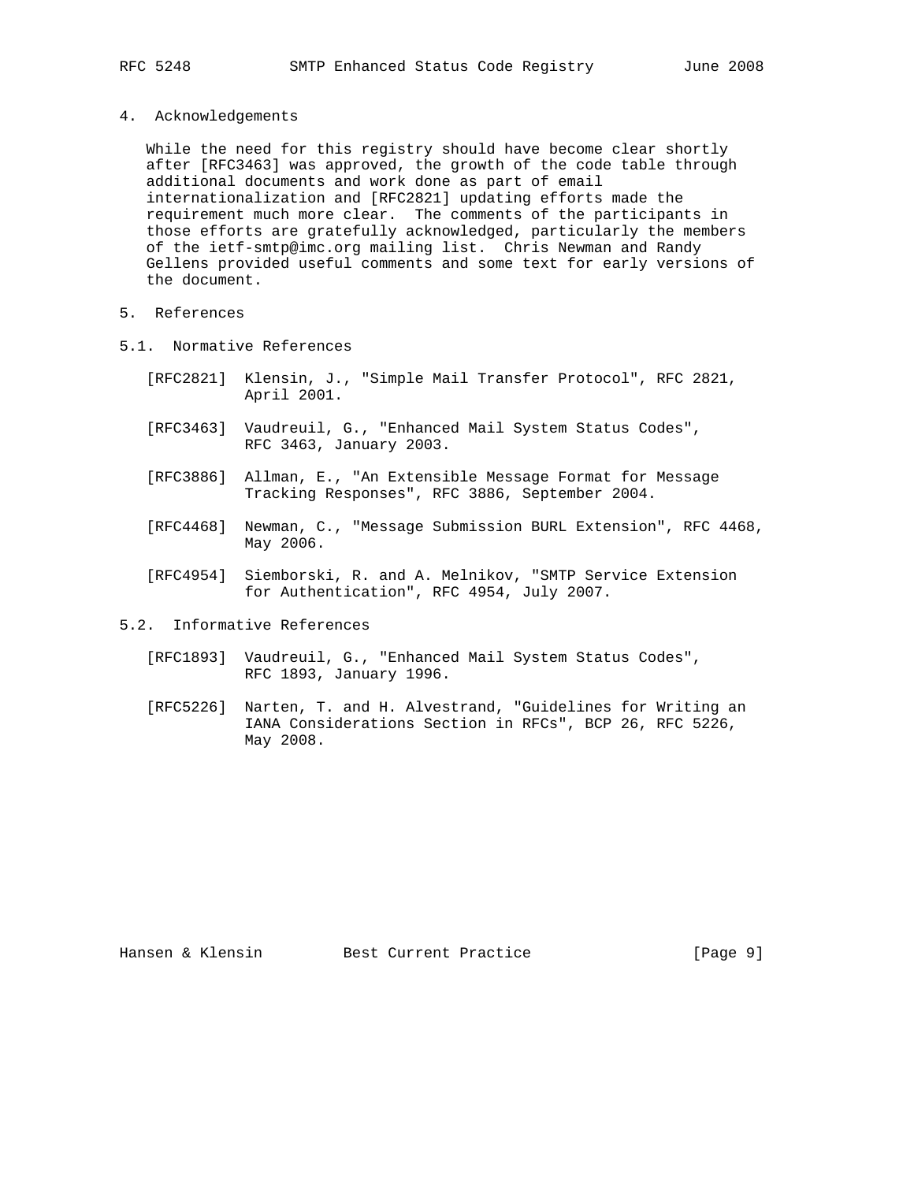## 4. Acknowledgements

While the need for this registry should have become clear shortly after [RFC3463] was approved, the growth of the code table through additional documents and work done as part of email internationalization and [RFC2821] updating efforts made the requirement much more clear. The comments of the participants in those efforts are gratefully acknowledged, particularly the members of the ietf-smtp@imc.org mailing list. Chris Newman and Randy Gellens provided useful comments and some text for early versions of the document.

## 5. References

### 5.1. Normative References

[RFC2821] Klensin, J., "Simple Mail Transfer Protocol", RFC 2821, April 2001.

[RFC3463] Vaudreuil, G., "Enhanced Mail System Status Codes", RFC 3463, January 2003.

[RFC3886] Allman, E., "An Extensible Message Format for Message Tracking Responses", RFC 3886, September 2004.

[RFC4468] Newman, C., "Message Submission BURL Extension", RFC 4468, May 2006.

[RFC4954] Siemborski, R. and A. Melnikov, "SMTP Service Extension for Authentication", RFC 4954, July 2007.

### 5.2. Informative References

[RFC1893] Vaudreuil, G., "Enhanced Mail System Status Codes", RFC 1893, January 1996.

[RFC5226] Narten, T. and H. Alvestrand, "Guidelines for Writing an IANA Considerations Section in RFCs", BCP 26, RFC 5226, May 2008.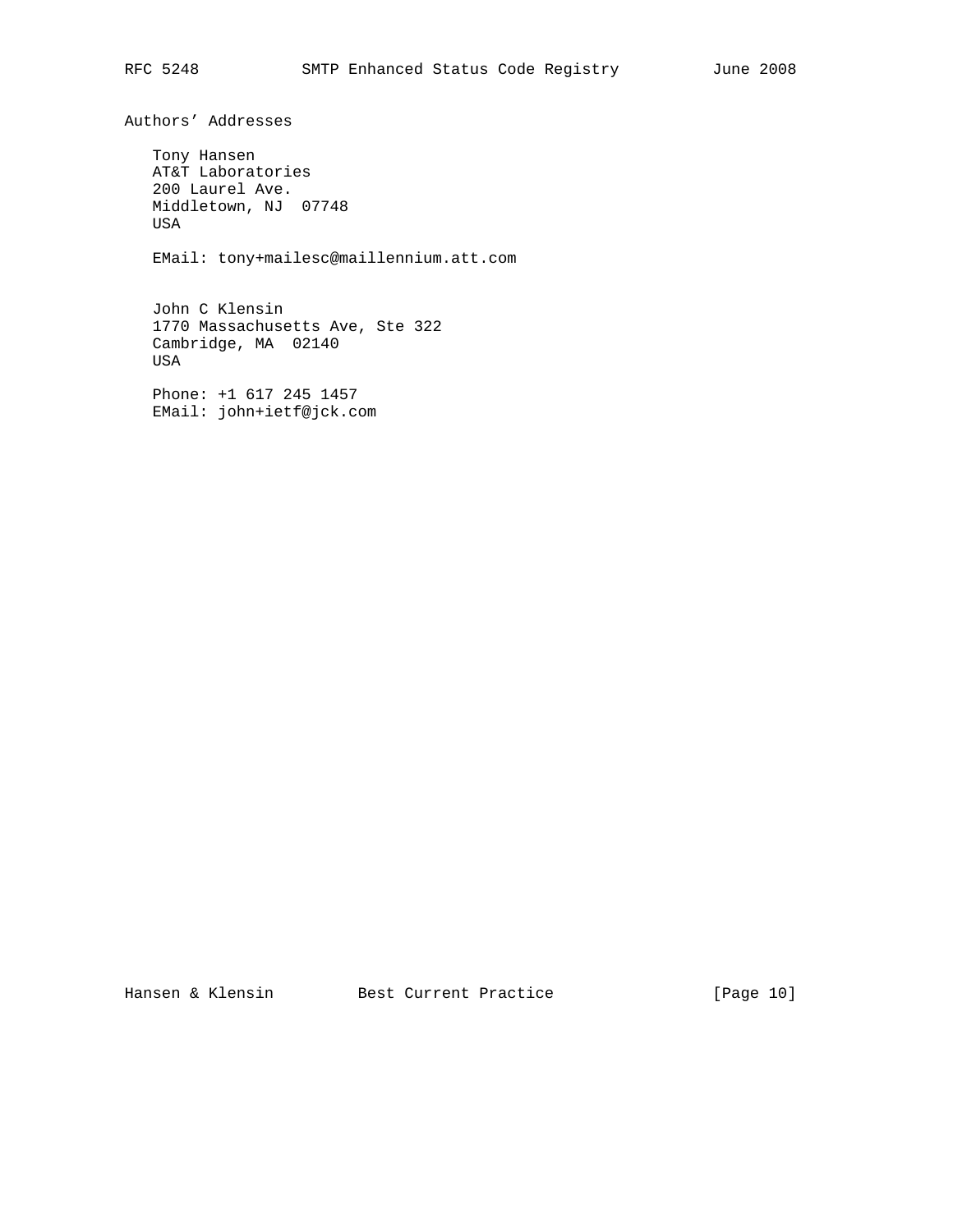## Authors' Addresses

Tony Hansen
AT&T Laboratories
200 Laurel Ave.
Middletown, NJ  07748
USA

EMail: tony+mailesc@maillennium.att.com

John C Klensin
1770 Massachusetts Ave, Ste 322
Cambridge, MA  02140
USA

Phone: +1 617 245 1457
EMail: john+ietf@jck.com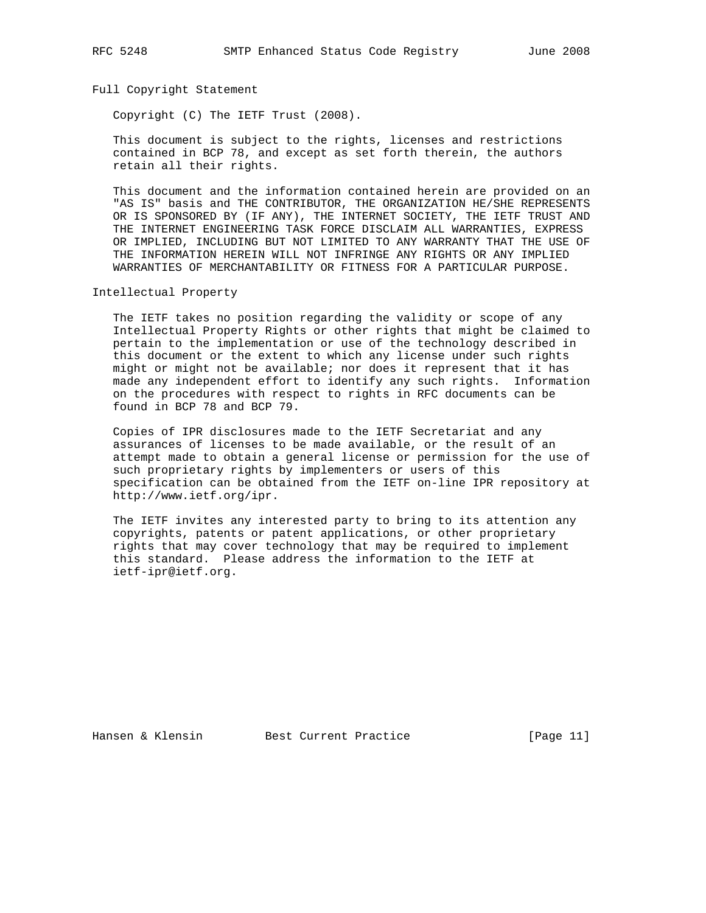## Full Copyright Statement

Copyright (C) The IETF Trust (2008).

This document is subject to the rights, licenses and restrictions contained in BCP 78, and except as set forth therein, the authors retain all their rights.

This document and the information contained herein are provided on an "AS IS" basis and THE CONTRIBUTOR, THE ORGANIZATION HE/SHE REPRESENTS OR IS SPONSORED BY (IF ANY), THE INTERNET SOCIETY, THE IETF TRUST AND THE INTERNET ENGINEERING TASK FORCE DISCLAIM ALL WARRANTIES, EXPRESS OR IMPLIED, INCLUDING BUT NOT LIMITED TO ANY WARRANTY THAT THE USE OF THE INFORMATION HEREIN WILL NOT INFRINGE ANY RIGHTS OR ANY IMPLIED WARRANTIES OF MERCHANTABILITY OR FITNESS FOR A PARTICULAR PURPOSE.

## Intellectual Property

The IETF takes no position regarding the validity or scope of any Intellectual Property Rights or other rights that might be claimed to pertain to the implementation or use of the technology described in this document or the extent to which any license under such rights might or might not be available; nor does it represent that it has made any independent effort to identify any such rights. Information on the procedures with respect to rights in RFC documents can be found in BCP 78 and BCP 79.

Copies of IPR disclosures made to the IETF Secretariat and any assurances of licenses to be made available, or the result of an attempt made to obtain a general license or permission for the use of such proprietary rights by implementers or users of this specification can be obtained from the IETF on-line IPR repository at http://www.ietf.org/ipr.

The IETF invites any interested party to bring to its attention any copyrights, patents or patent applications, or other proprietary rights that may cover technology that may be required to implement this standard. Please address the information to the IETF at ietf-ipr@ietf.org.